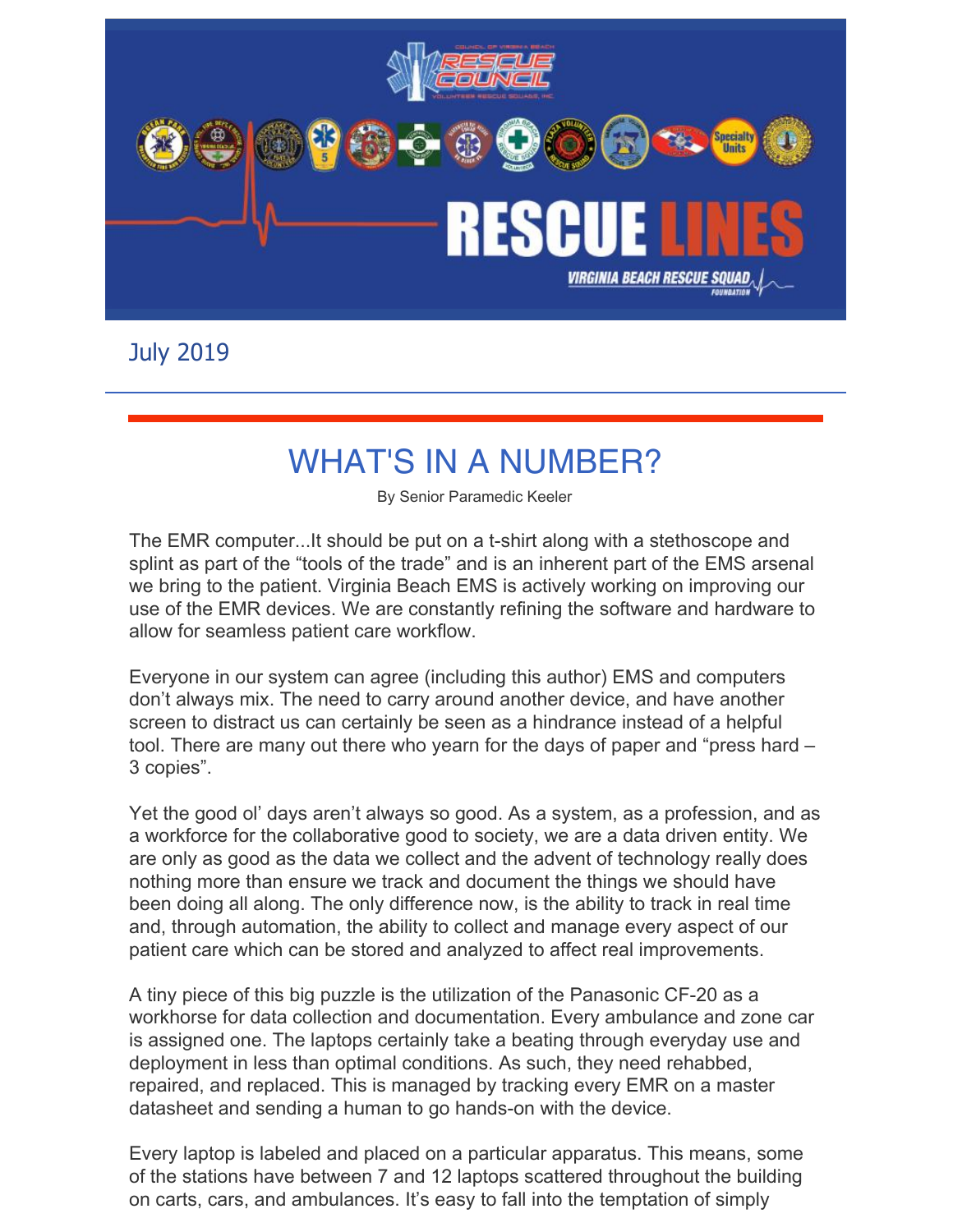# RESCUE LINES

VIRGINIA BEACH RESCUE SQUAD FOUNDATION

July 2019

## WHAT'S IN A NUMBER?

By Senior Paramedic Keeler

The EMR computer...It should be put on a t-shirt along with a stethoscope and splint as part of the "tools of the trade" and is an inherent part of the EMS arsenal we bring to the patient. Virginia Beach EMS is actively working on improving our use of the EMR devices. We are constantly refining the software and hardware to allow for seamless patient care workflow.

Everyone in our system can agree (including this author) EMS and computers don't always mix. The need to carry around another device, and have another screen to distract us can certainly be seen as a hindrance instead of a helpful tool. There are many out there who yearn for the days of paper and "press hard – 3 copies".

Yet the good ol' days aren't always so good. As a system, as a profession, and as a workforce for the collaborative good to society, we are a data driven entity. We are only as good as the data we collect and the advent of technology really does nothing more than ensure we track and document the things we should have been doing all along. The only difference now, is the ability to track in real time and, through automation, the ability to collect and manage every aspect of our patient care which can be stored and analyzed to affect real improvements.

A tiny piece of this big puzzle is the utilization of the Panasonic CF-20 as a workhorse for data collection and documentation. Every ambulance and zone car is assigned one. The laptops certainly take a beating through everyday use and deployment in less than optimal conditions. As such, they need rehabbed, repaired, and replaced. This is managed by tracking every EMR on a master datasheet and sending a human to go hands-on with the device.

Every laptop is labeled and placed on a particular apparatus. This means, some of the stations have between 7 and 12 laptops scattered throughout the building on carts, cars, and ambulances. It's easy to fall into the temptation of simply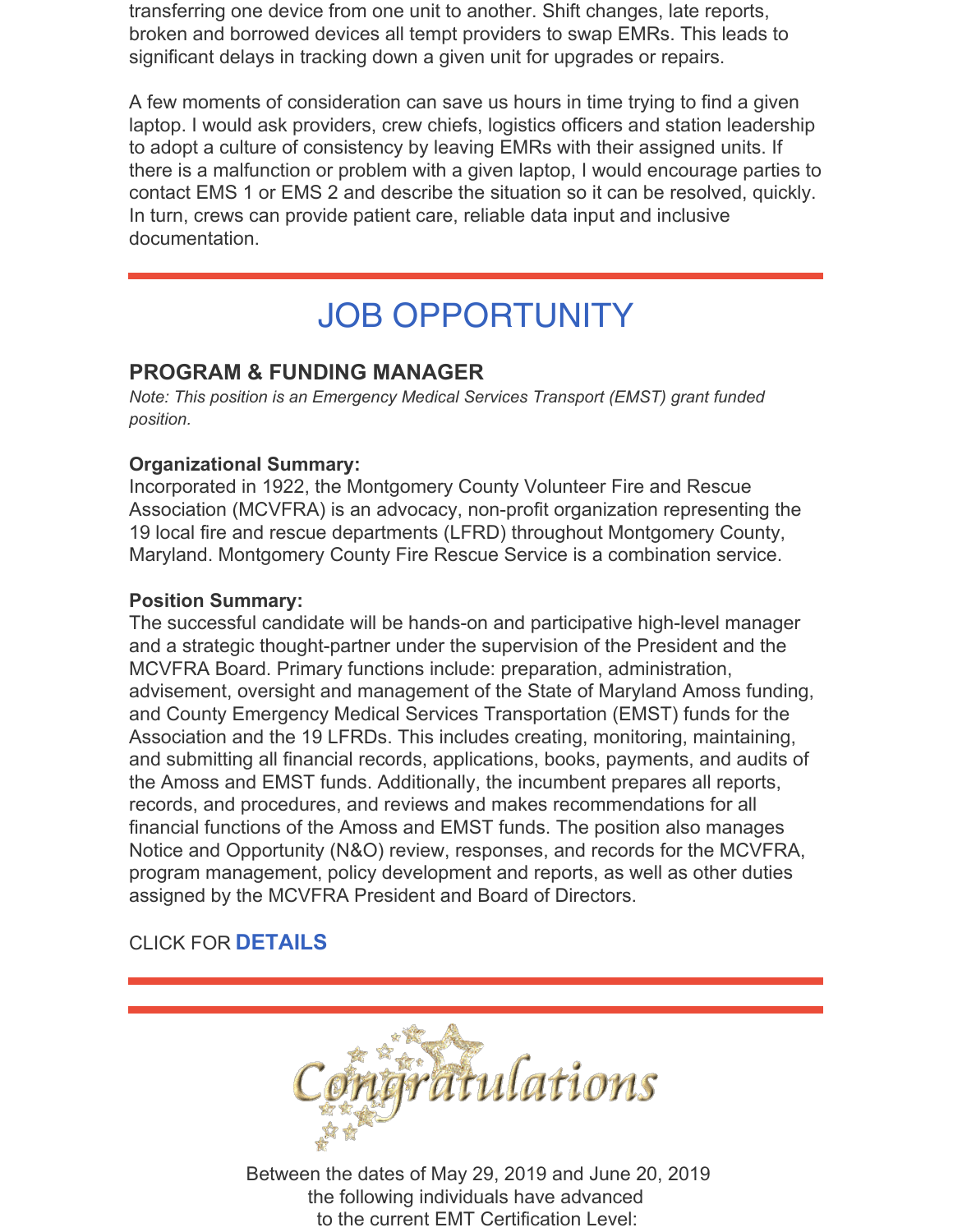transferring one device from one unit to another. Shift changes, late reports, broken and borrowed devices all tempt providers to swap EMRs. This leads to significant delays in tracking down a given unit for upgrades or repairs.

A few moments of consideration can save us hours in time trying to find a given laptop. I would ask providers, crew chiefs, logistics officers and station leadership to adopt a culture of consistency by leaving EMRs with their assigned units. If there is a malfunction or problem with a given laptop, I would encourage parties to contact EMS 1 or EMS 2 and describe the situation so it can be resolved, quickly. In turn, crews can provide patient care, reliable data input and inclusive documentation.

---

# JOB OPPORTUNITY

## PROGRAM & FUNDING MANAGER

*Note: This position is an Emergency Medical Services Transport (EMST) grant funded position.*

**Organizational Summary:**
Incorporated in 1922, the Montgomery County Volunteer Fire and Rescue Association (MCVFRA) is an advocacy, non-profit organization representing the 19 local fire and rescue departments (LFRD) throughout Montgomery County, Maryland. Montgomery County Fire Rescue Service is a combination service.

**Position Summary:**
The successful candidate will be hands-on and participative high-level manager and a strategic thought-partner under the supervision of the President and the MCVFRA Board. Primary functions include: preparation, administration, advisement, oversight and management of the State of Maryland Amoss funding, and County Emergency Medical Services Transportation (EMST) funds for the Association and the 19 LFRDs. This includes creating, monitoring, maintaining, and submitting all financial records, applications, books, payments, and audits of the Amoss and EMST funds. Additionally, the incumbent prepares all reports, records, and procedures, and reviews and makes recommendations for all financial functions of the Amoss and EMST funds. The position also manages Notice and Opportunity (N&O) review, responses, and records for the MCVFRA, program management, policy development and reports, as well as other duties assigned by the MCVFRA President and Board of Directors.

CLICK FOR **DETAILS**

---

Congratulations

Between the dates of May 29, 2019 and June 20, 2019
the following individuals have advanced
to the current EMT Certification Level: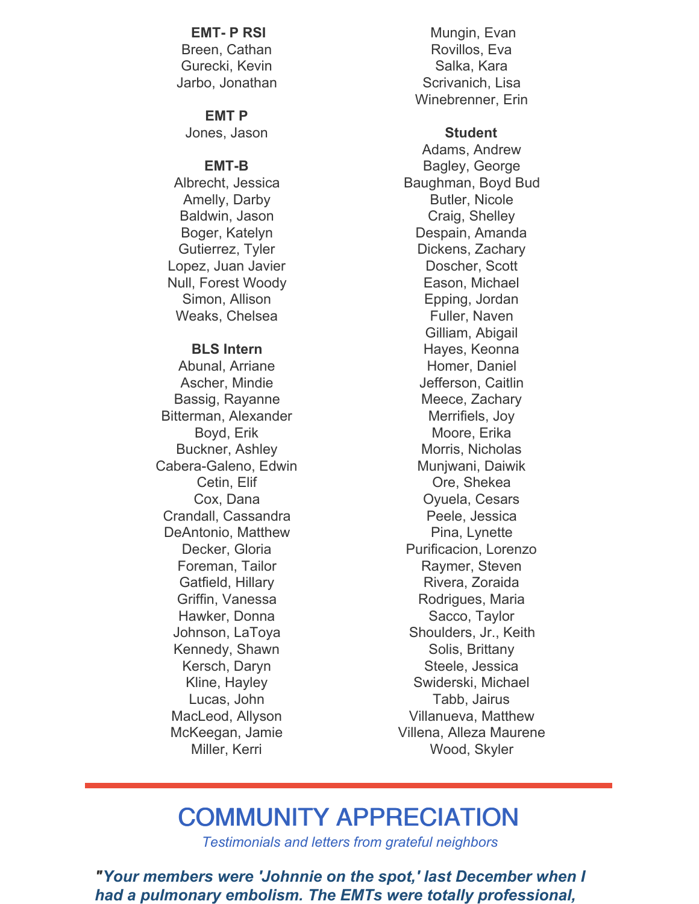**EMT- P RSI**

Breen, Cathan
Gurecki, Kevin
Jarbo, Jonathan

**EMT P**

Jones, Jason

**EMT-B**

Albrecht, Jessica
Amelly, Darby
Baldwin, Jason
Boger, Katelyn
Gutierrez, Tyler
Lopez, Juan Javier
Null, Forest Woody
Simon, Allison
Weaks, Chelsea

**BLS Intern**

Abunal, Arriane
Ascher, Mindie
Bassig, Rayanne
Bitterman, Alexander
Boyd, Erik
Buckner, Ashley
Cabera-Galeno, Edwin
Cetin, Elif
Cox, Dana
Crandall, Cassandra
DeAntonio, Matthew
Decker, Gloria
Foreman, Tailor
Gatfield, Hillary
Griffin, Vanessa
Hawker, Donna
Johnson, LaToya
Kennedy, Shawn
Kersch, Daryn
Kline, Hayley
Lucas, John
MacLeod, Allyson
McKeegan, Jamie
Miller, Kerri
Mungin, Evan
Rovillos, Eva
Salka, Kara
Scrivanich, Lisa
Winebrenner, Erin

**Student**

Adams, Andrew
Bagley, George
Baughman, Boyd Bud
Butler, Nicole
Craig, Shelley
Despain, Amanda
Dickens, Zachary
Doscher, Scott
Eason, Michael
Epping, Jordan
Fuller, Naven
Gilliam, Abigail
Hayes, Keonna
Homer, Daniel
Jefferson, Caitlin
Meece, Zachary
Merrifiels, Joy
Moore, Erika
Morris, Nicholas
Munjwani, Daiwik
Ore, Shekea
Oyuela, Cesars
Peele, Jessica
Pina, Lynette
Purificacion, Lorenzo
Raymer, Steven
Rivera, Zoraida
Rodrigues, Maria
Sacco, Taylor
Shoulders, Jr., Keith
Solis, Brittany
Steele, Jessica
Swiderski, Michael
Tabb, Jairus
Villanueva, Matthew
Villena, Alleza Maurene
Wood, Skyler

---

# COMMUNITY APPRECIATION

*Testimonials and letters from grateful neighbors*

***"Your members were 'Johnnie on the spot,' last December when I had a pulmonary embolism. The EMTs were totally professional,***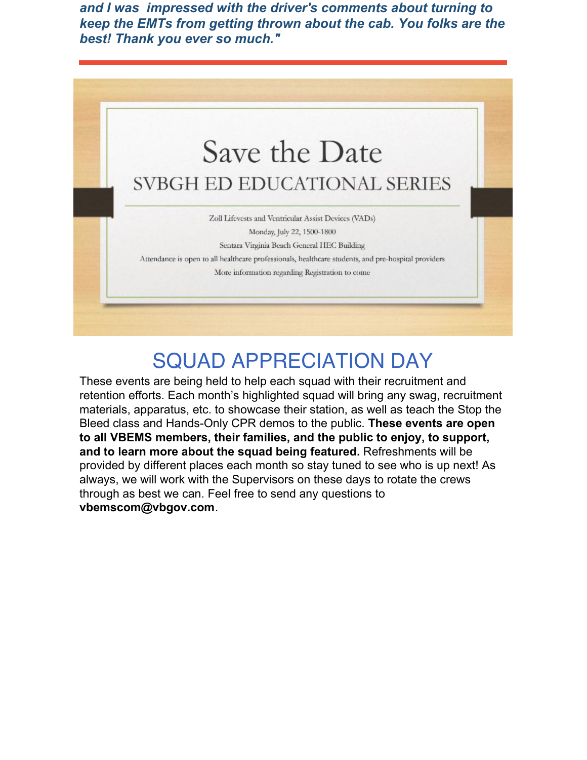***and I was impressed with the driver's comments about turning to keep the EMTs from getting thrown about the cab. You folks are the best! Thank you ever so much."***

---

# Save the Date

## SVBGH ED EDUCATIONAL SERIES

Zoll Lifevests and Ventricular Assist Devices (VADs)

Monday, July 22, 1500-1800

Sentara Virginia Beach General HEC Building

Attendance is open to all healthcare professionals, healthcare students, and pre-hospital providers

More information regarding Registration to come

## SQUAD APPRECIATION DAY

These events are being held to help each squad with their recruitment and retention efforts. Each month's highlighted squad will bring any swag, recruitment materials, apparatus, etc. to showcase their station, as well as teach the Stop the Bleed class and Hands-Only CPR demos to the public. **These events are open to all VBEMS members, their families, and the public to enjoy, to support, and to learn more about the squad being featured.** Refreshments will be provided by different places each month so stay tuned to see who is up next! As always, we will work with the Supervisors on these days to rotate the crews through as best we can. Feel free to send any questions to **vbemscom@vbgov.com**.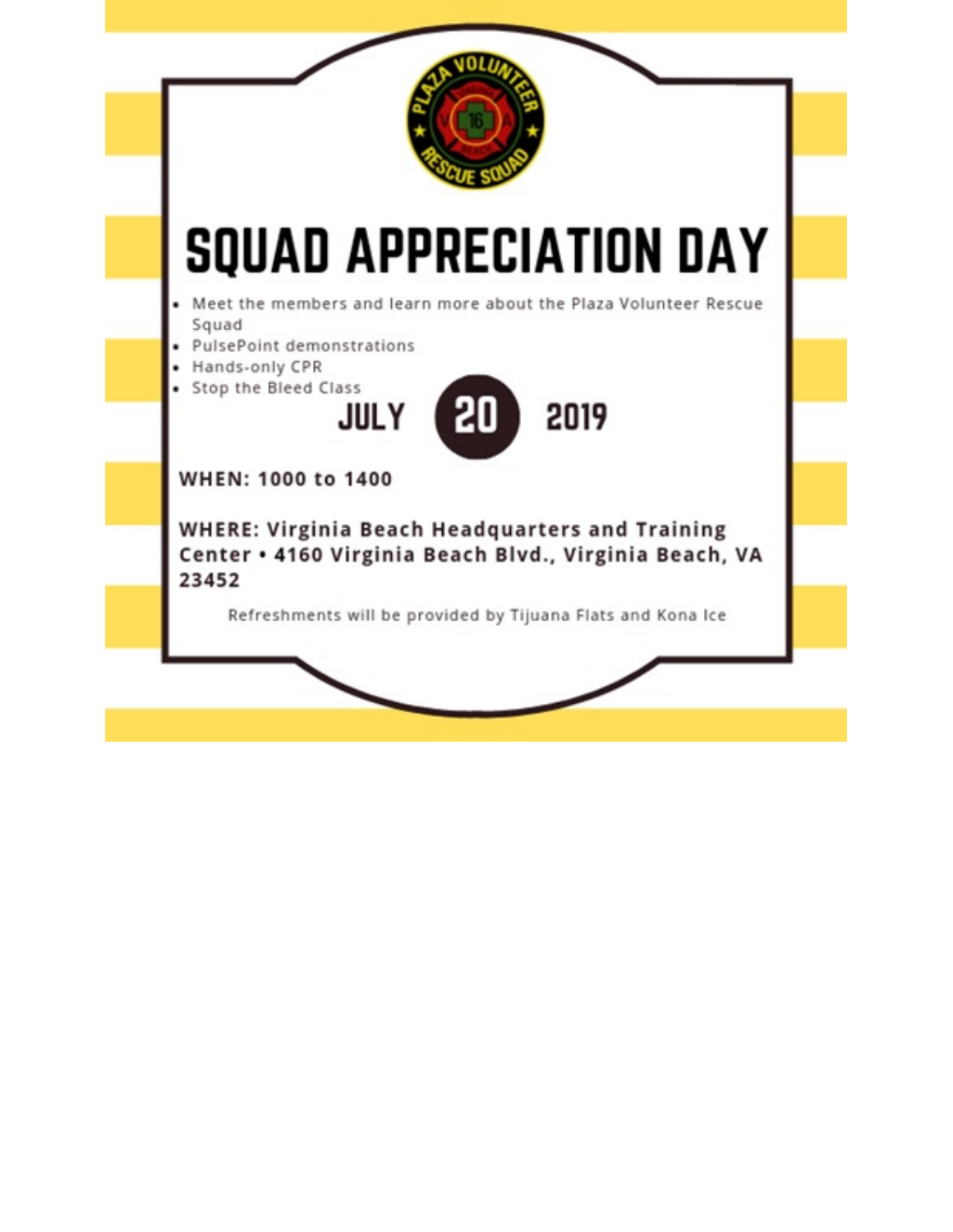PLAZA VOLUNTEER RESCUE SQUAD

# SQUAD APPRECIATION DAY

- Meet the members and learn more about the Plaza Volunteer Rescue Squad
- PulsePoint demonstrations
- Hands-only CPR
- Stop the Bleed Class

**JULY 20 2019**

**WHEN: 1000 to 1400**

**WHERE: Virginia Beach Headquarters and Training Center • 4160 Virginia Beach Blvd., Virginia Beach, VA 23452**

Refreshments will be provided by Tijuana Flats and Kona Ice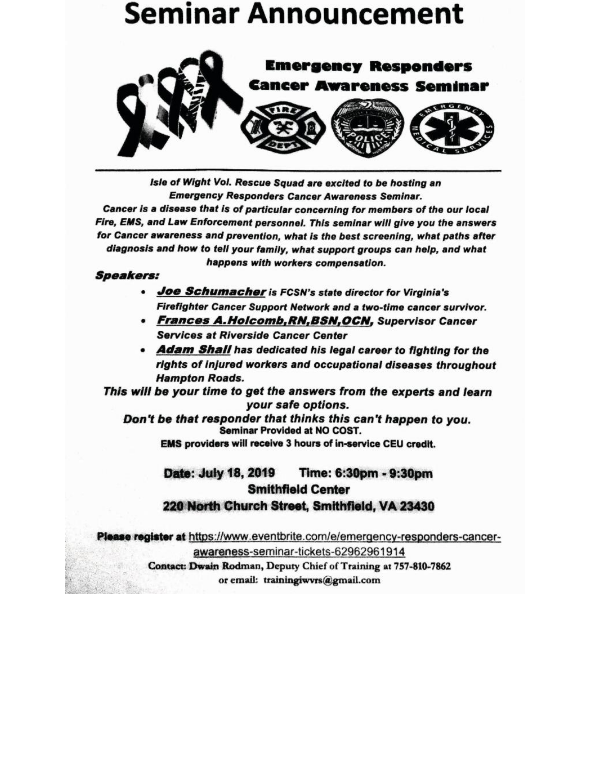# Seminar Announcement

## Emergency Responders Cancer Awareness Seminar

***Isle of Wight Vol. Rescue Squad are excited to be hosting an Emergency Responders Cancer Awareness Seminar.***

***Cancer is a disease that is of particular concerning for members of the our local Fire, EMS, and Law Enforcement personnel. This seminar will give you the answers for Cancer awareness and prevention, what is the best screening, what paths after diagnosis and how to tell your family, what support groups can help, and what happens with workers compensation.***

***Speakers:***

- ***Joe Schumacher** is FCSN's state director for Virginia's Firefighter Cancer Support Network and a two-time cancer survivor.*
- ***Frances A.Holcomb,RN,BSN,OCN,** Supervisor Cancer Services at Riverside Cancer Center*
- ***Adam Shall** has dedicated his legal career to fighting for the rights of injured workers and occupational diseases throughout Hampton Roads.*

***This will be your time to get the answers from the experts and learn your safe options.***

***Don't be that responder that thinks this can't happen to you.***

**Seminar Provided at NO COST.**

**EMS providers will receive 3 hours of in-service CEU credit.**

**Date: July 18, 2019 Time: 6:30pm - 9:30pm**

**Smithfield Center**

**220 North Church Street, Smithfield, VA 23430**

**Please register at** https://www.eventbrite.com/e/emergency-responders-cancer-awareness-seminar-tickets-62962961914

**Contact: Dwain Rodman, Deputy Chief of Training at 757-810-7862**

**or email: trainingiwvrs@gmail.com**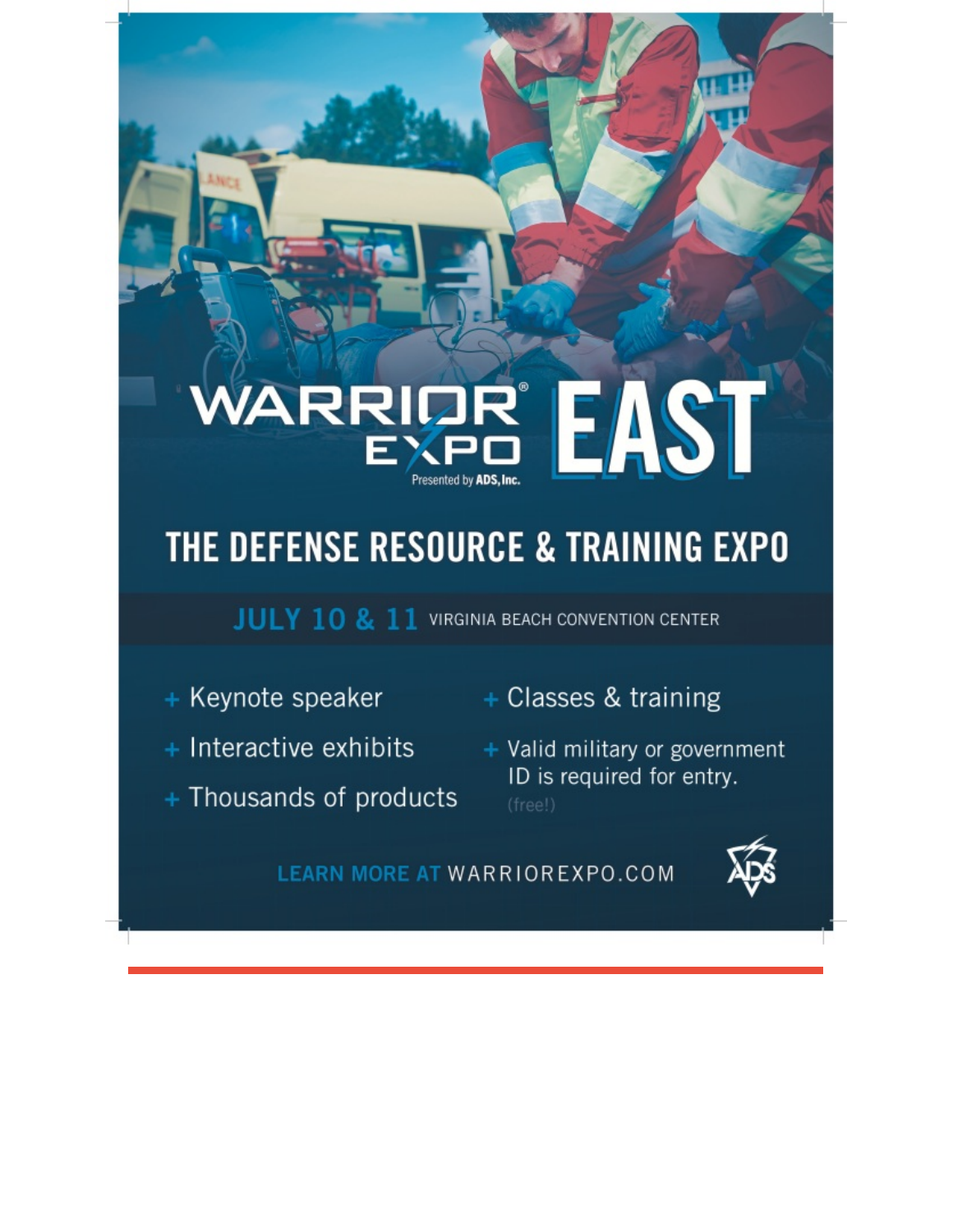# WARRIOR® EXPO EAST

Presented by ADS, Inc.

## THE DEFENSE RESOURCE & TRAINING EXPO

**JULY 10 & 11** VIRGINIA BEACH CONVENTION CENTER

- Keynote speaker
- Interactive exhibits
- Thousands of products
- Classes & training
- Valid military or government ID is required for entry. (free!)

LEARN MORE AT WARRIOREXPO.COM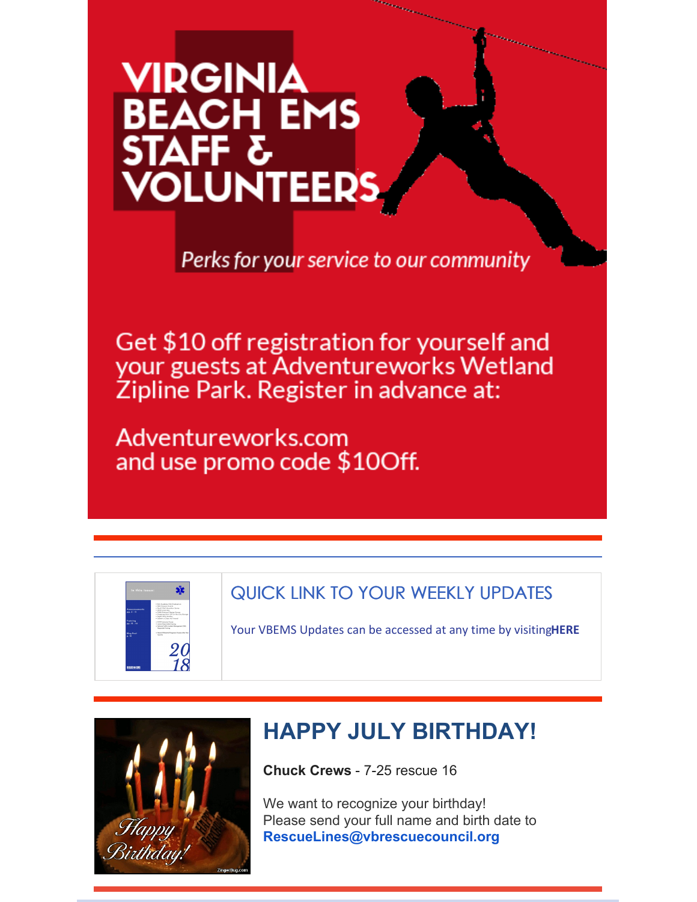# VIRGINIA BEACH EMS STAFF & VOLUNTEERS

*Perks for your service to our community*

Get $10 off registration for yourself and your guests at Adventureworks Wetland Zipline Park. Register in advance at:

Adventureworks.com
and use promo code $10Off.

## QUICK LINK TO YOUR WEEKLY UPDATES

Your VBEMS Updates can be accessed at any time by visiting**HERE**

## HAPPY JULY BIRTHDAY!

**Chuck Crews** - 7-25 rescue 16

We want to recognize your birthday!
Please send your full name and birth date to
**RescueLines@vbrescuecouncil.org**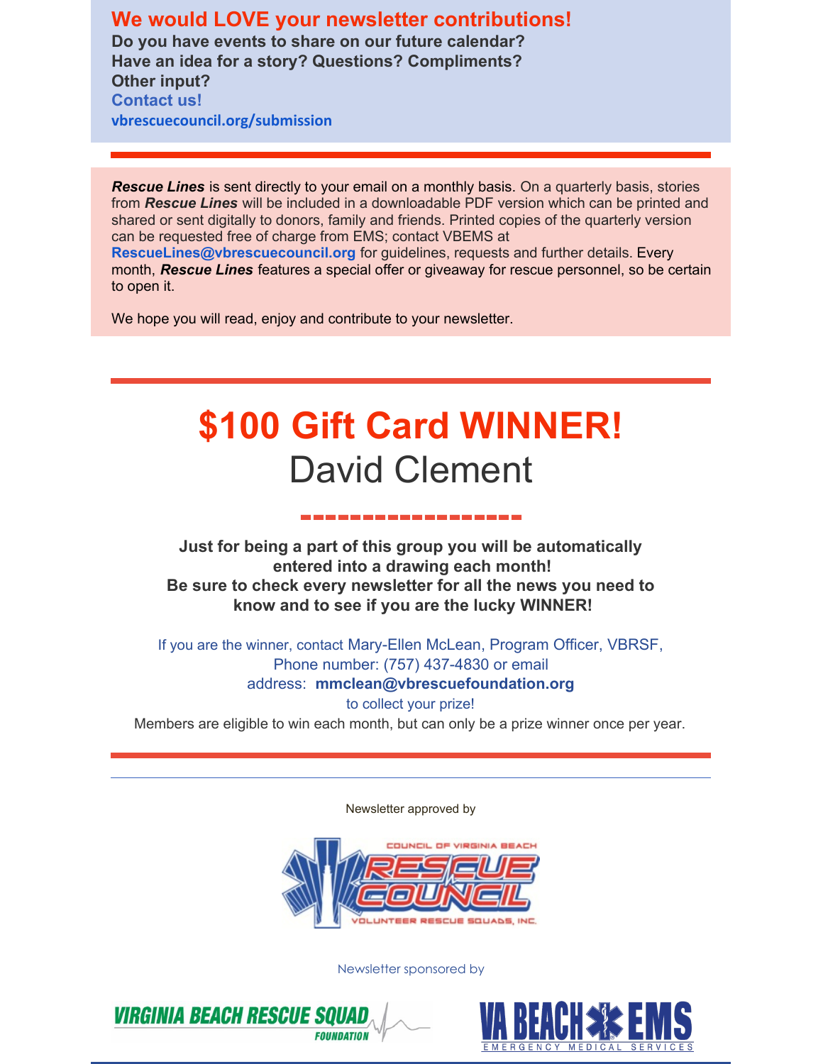## We would LOVE your newsletter contributions!

**Do you have events to share on our future calendar?**
**Have an idea for a story? Questions? Compliments?**
**Other input?**
**Contact us!**
**vbrescuecouncil.org/submission**

***Rescue Lines*** is sent directly to your email on a monthly basis. On a quarterly basis, stories from ***Rescue Lines*** will be included in a downloadable PDF version which can be printed and shared or sent digitally to donors, family and friends. Printed copies of the quarterly version can be requested free of charge from EMS; contact VBEMS at **RescueLines@vbrescuecouncil.org** for guidelines, requests and further details. Every month, ***Rescue Lines*** features a special offer or giveaway for rescue personnel, so be certain to open it.

We hope you will read, enjoy and contribute to your newsletter.

# $100 Gift Card WINNER!

## David Clement

**Just for being a part of this group you will be automatically entered into a drawing each month!**
**Be sure to check every newsletter for all the news you need to know and to see if you are the lucky WINNER!**

If you are the winner, contact Mary-Ellen McLean, Program Officer, VBRSF, Phone number: (757) 437-4830 or email address: **mmclean@vbrescuefoundation.org** to collect your prize!

Members are eligible to win each month, but can only be a prize winner once per year.

Newsletter approved by

COUNCIL OF VIRGINIA BEACH RESCUE COUNCIL VOLUNTEER RESCUE SQUADS, INC.

Newsletter sponsored by

VIRGINIA BEACH RESCUE SQUAD FOUNDATION

VA BEACH EMS EMERGENCY MEDICAL SERVICES